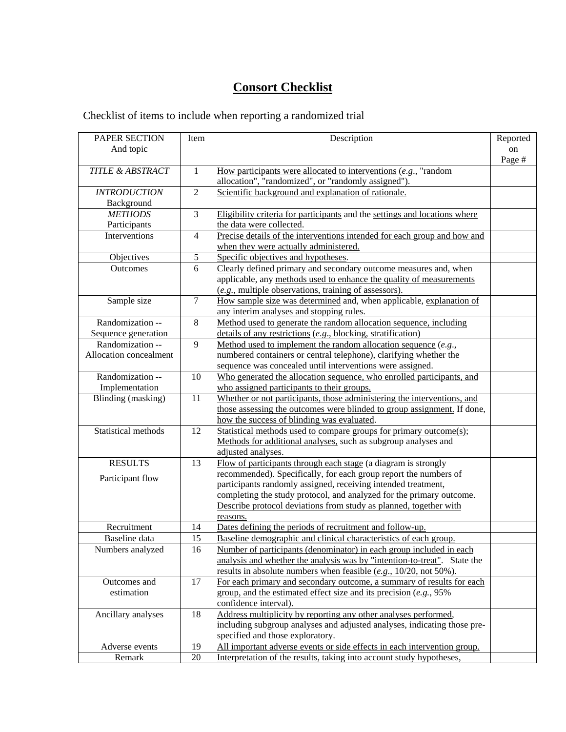# Consort Checklist

Checklist of items to include when reporting a randomized trial

| PAPER SECTION And topic | Item | Description | Reported on Page # |
|---|---|---|---|
| *TITLE & ABSTRACT* | 1 | How participants were allocated to interventions (*e.g.*, "random allocation", "randomized", or "randomly assigned"). | |
| *INTRODUCTION* Background | 2 | Scientific background and explanation of rationale. | |
| *METHODS* Participants | 3 | Eligibility criteria for participants and the settings and locations where the data were collected. | |
| Interventions | 4 | Precise details of the interventions intended for each group and how and when they were actually administered. | |
| Objectives | 5 | Specific objectives and hypotheses. | |
| Outcomes | 6 | Clearly defined primary and secondary outcome measures and, when applicable, any methods used to enhance the quality of measurements (*e.g.*, multiple observations, training of assessors). | |
| Sample size | 7 | How sample size was determined and, when applicable, explanation of any interim analyses and stopping rules. | |
| Randomization -- Sequence generation | 8 | Method used to generate the random allocation sequence, including details of any restrictions (*e.g*., blocking, stratification) | |
| Randomization -- Allocation concealment | 9 | Method used to implement the random allocation sequence (*e.g.*, numbered containers or central telephone), clarifying whether the sequence was concealed until interventions were assigned. | |
| Randomization -- Implementation | 10 | Who generated the allocation sequence, who enrolled participants, and who assigned participants to their groups. | |
| Blinding (masking) | 11 | Whether or not participants, those administering the interventions, and those assessing the outcomes were blinded to group assignment. If done, how the success of blinding was evaluated. | |
| Statistical methods | 12 | Statistical methods used to compare groups for primary outcome(s); Methods for additional analyses, such as subgroup analyses and adjusted analyses. | |
| RESULTS Participant flow | 13 | Flow of participants through each stage (a diagram is strongly recommended). Specifically, for each group report the numbers of participants randomly assigned, receiving intended treatment, completing the study protocol, and analyzed for the primary outcome. Describe protocol deviations from study as planned, together with reasons. | |
| Recruitment | 14 | Dates defining the periods of recruitment and follow-up. | |
| Baseline data | 15 | Baseline demographic and clinical characteristics of each group. | |
| Numbers analyzed | 16 | Number of participants (denominator) in each group included in each analysis and whether the analysis was by "intention-to-treat". State the results in absolute numbers when feasible (*e.g.*, 10/20, not 50%). | |
| Outcomes and estimation | 17 | For each primary and secondary outcome, a summary of results for each group, and the estimated effect size and its precision (*e.g.*, 95% confidence interval). | |
| Ancillary analyses | 18 | Address multiplicity by reporting any other analyses performed, including subgroup analyses and adjusted analyses, indicating those pre-specified and those exploratory. | |
| Adverse events | 19 | All important adverse events or side effects in each intervention group. | |
| Remark | 20 | Interpretation of the results, taking into account study hypotheses, | |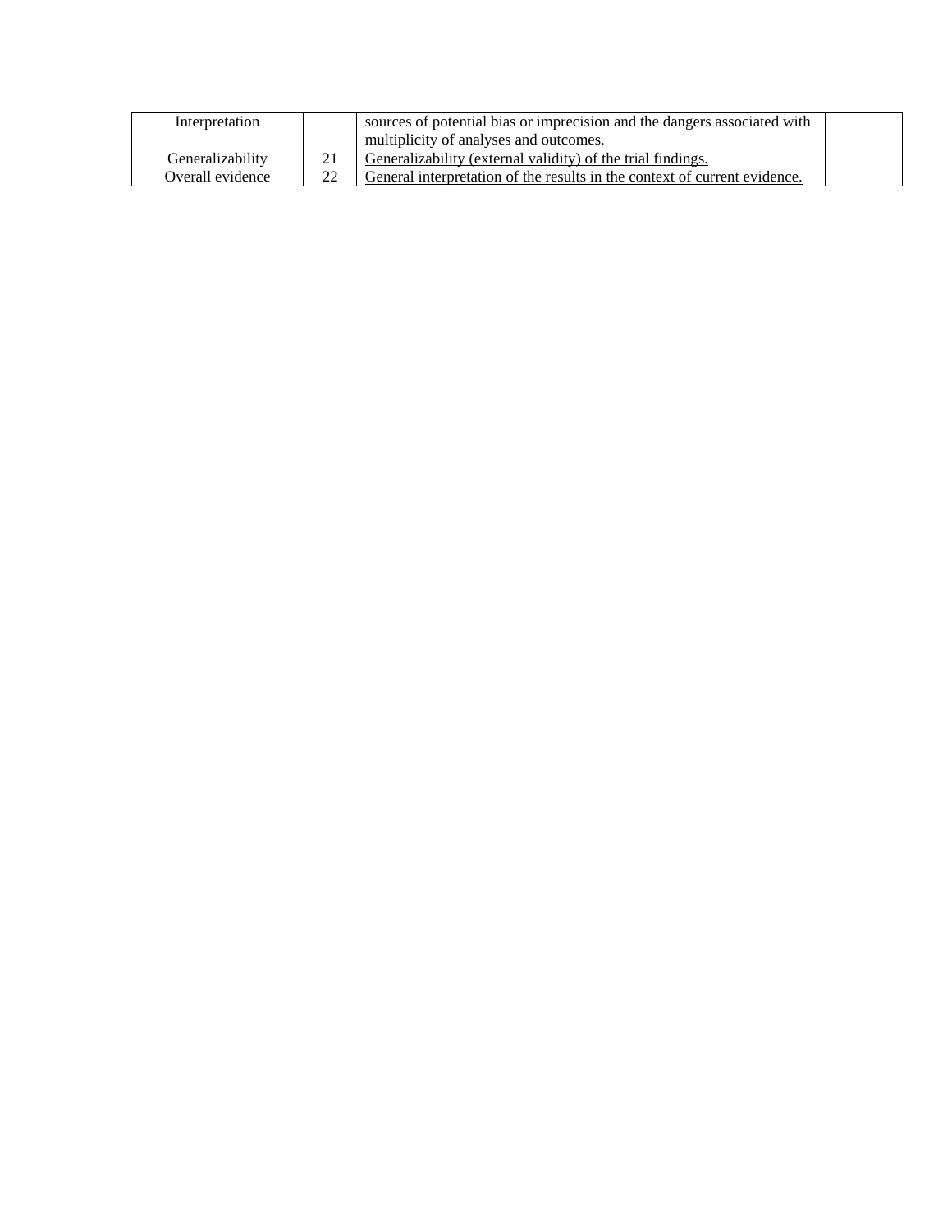| | | | |
|---|---|---|---|
| Interpretation | | sources of potential bias or imprecision and the dangers associated with multiplicity of analyses and outcomes. | |
| Generalizability | 21 | Generalizability (external validity) of the trial findings. | |
| Overall evidence | 22 | General interpretation of the results in the context of current evidence. | |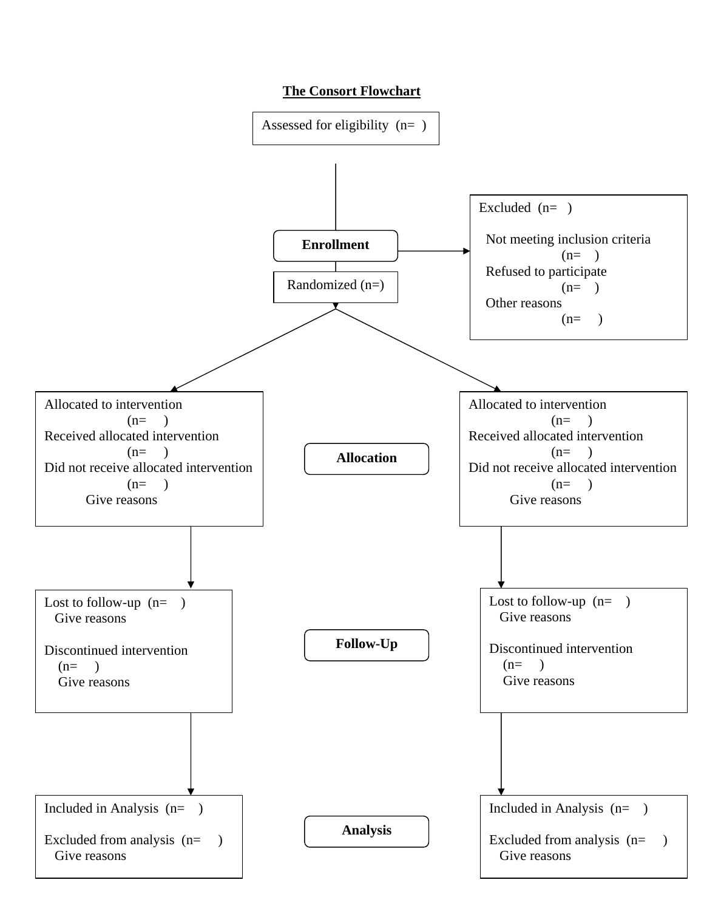## The Consort Flowchart

Assessed for eligibility (n= )

**Enrollment**

Excluded (n= )

- Not meeting inclusion criteria (n= )
- Refused to participate (n= )
- Other reasons (n= )

Randomized (n=)

**Allocation**

Allocated to intervention (n= )
Received allocated intervention (n= )
Did not receive allocated intervention (n= )
Give reasons

Allocated to intervention (n= )
Received allocated intervention (n= )
Did not receive allocated intervention (n= )
Give reasons

**Follow-Up**

Lost to follow-up (n= )
Give reasons

Discontinued intervention (n= )
Give reasons

Lost to follow-up (n= )
Give reasons

Discontinued intervention (n= )
Give reasons

**Analysis**

Included in Analysis (n= )

Excluded from analysis (n= )
Give reasons

Included in Analysis (n= )

Excluded from analysis (n= )
Give reasons